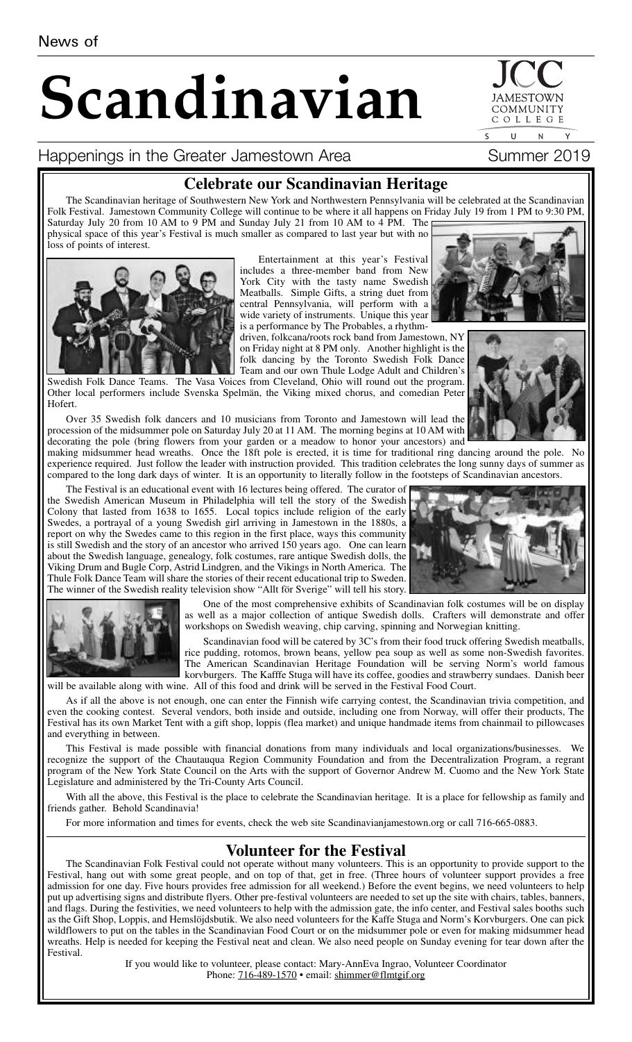News of

# Scandinavian

JCC JAMESTOWN COMMUNITY COLLEGE SUNY

Happenings in the Greater Jamestown Area — Summer 2019

## Celebrate our Scandinavian Heritage

The Scandinavian heritage of Southwestern New York and Northwestern Pennsylvania will be celebrated at the Scandinavian Folk Festival. Jamestown Community College will continue to be where it all happens on Friday July 19 from 1 PM to 9:30 PM, Saturday July 20 from 10 AM to 9 PM and Sunday July 21 from 10 AM to 4 PM. The physical space of this year's Festival is much smaller as compared to last year but with no loss of points of interest.

Entertainment at this year's Festival includes a three-member band from New York City with the tasty name Swedish Meatballs. Simple Gifts, a string duet from central Pennsylvania, will perform with a wide variety of instruments. Unique this year is a performance by The Probables, a rhythm-driven, folkcana/roots rock band from Jamestown, NY on Friday night at 8 PM only. Another highlight is the folk dancing by the Toronto Swedish Folk Dance Team and our own Thule Lodge Adult and Children's Swedish Folk Dance Teams. The Vasa Voices from Cleveland, Ohio will round out the program. Other local performers include Svenska Spelmän, the Viking mixed chorus, and comedian Peter Hofert.

Over 35 Swedish folk dancers and 10 musicians from Toronto and Jamestown will lead the procession of the midsummer pole on Saturday July 20 at 11 AM. The morning begins at 10 AM with decorating the pole (bring flowers from your garden or a meadow to honor your ancestors) and making midsummer head wreaths. Once the 18ft pole is erected, it is time for traditional ring dancing around the pole. No experience required. Just follow the leader with instruction provided. This tradition celebrates the long sunny days of summer as compared to the long dark days of winter. It is an opportunity to literally follow in the footsteps of Scandinavian ancestors.

The Festival is an educational event with 16 lectures being offered. The curator of the Swedish American Museum in Philadelphia will tell the story of the Swedish Colony that lasted from 1638 to 1655. Local topics include religion of the early Swedes, a portrayal of a young Swedish girl arriving in Jamestown in the 1880s, a report on why the Swedes came to this region in the first place, ways this community is still Swedish and the story of an ancestor who arrived 150 years ago. One can learn about the Swedish language, genealogy, folk costumes, rare antique Swedish dolls, the Viking Drum and Bugle Corp, Astrid Lindgren, and the Vikings in North America. The Thule Folk Dance Team will share the stories of their recent educational trip to Sweden. The winner of the Swedish reality television show "Allt för Sverige" will tell his story.

One of the most comprehensive exhibits of Scandinavian folk costumes will be on display as well as a major collection of antique Swedish dolls. Crafters will demonstrate and offer workshops on Swedish weaving, chip carving, spinning and Norwegian knitting.

Scandinavian food will be catered by 3C's from their food truck offering Swedish meatballs, rice pudding, rotomos, brown beans, yellow pea soup as well as some non-Swedish favorites. The American Scandinavian Heritage Foundation will be serving Norm's world famous korvburgers. The Kafffe Stuga will have its coffee, goodies and strawberry sundaes. Danish beer will be available along with wine. All of this food and drink will be served in the Festival Food Court.

As if all the above is not enough, one can enter the Finnish wife carrying contest, the Scandinavian trivia competition, and even the cooking contest. Several vendors, both inside and outside, including one from Norway, will offer their products, The Festival has its own Market Tent with a gift shop, loppis (flea market) and unique handmade items from chainmail to pillowcases and everything in between.

This Festival is made possible with financial donations from many individuals and local organizations/businesses. We recognize the support of the Chautauqua Region Community Foundation and from the Decentralization Program, a regrant program of the New York State Council on the Arts with the support of Governor Andrew M. Cuomo and the New York State Legislature and administered by the Tri-County Arts Council.

With all the above, this Festival is the place to celebrate the Scandinavian heritage. It is a place for fellowship as family and friends gather. Behold Scandinavia!

For more information and times for events, check the web site Scandinavianjamestown.org or call 716-665-0883.

## Volunteer for the Festival

The Scandinavian Folk Festival could not operate without many volunteers. This is an opportunity to provide support to the Festival, hang out with some great people, and on top of that, get in free. (Three hours of volunteer support provides a free admission for one day. Five hours provides free admission for all weekend.) Before the event begins, we need volunteers to help put up advertising signs and distribute flyers. Other pre-festival volunteers are needed to set up the site with chairs, tables, banners, and flags. During the festivities, we need volunteers to help with the admission gate, the info center, and Festival sales booths such as the Gift Shop, Loppis, and Hemslöjdsbutik. We also need volunteers for the Kaffe Stuga and Norm's Korvburgers. One can pick wildflowers to put on the tables in the Scandinavian Food Court or on the midsummer pole or even for making midsummer head wreaths. Help is needed for keeping the Festival neat and clean. We also need people on Sunday evening for tear down after the Festival.

If you would like to volunteer, please contact: Mary-AnnEva Ingrao, Volunteer Coordinator
Phone: 716-489-1570 • email: shimmer@flmtgif.org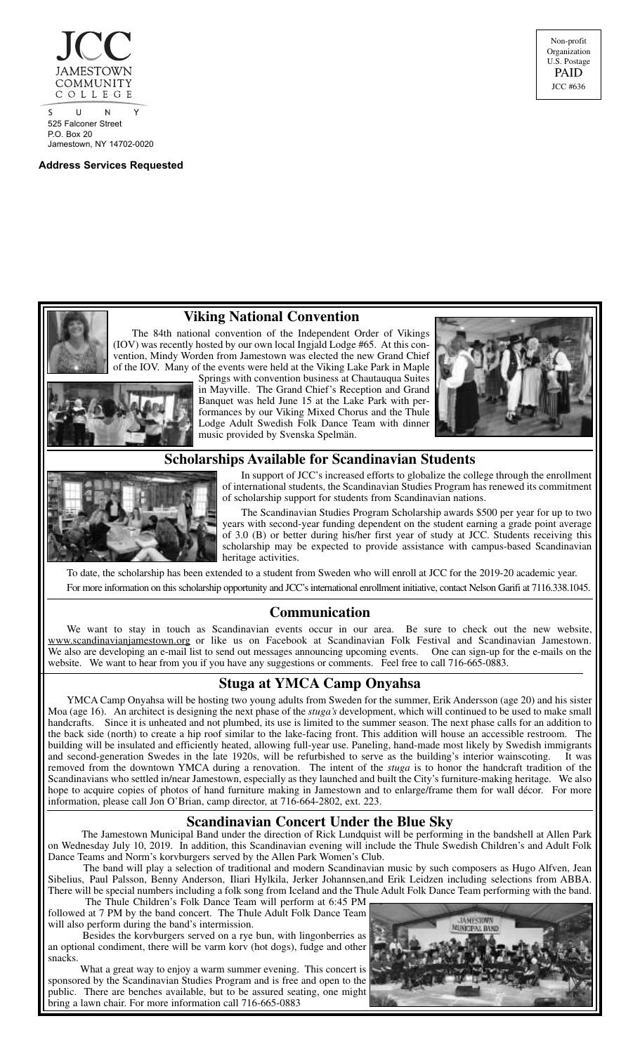JCC
JAMESTOWN
COMMUNITY
COLLEGE
SUNY

525 Falconer Street
P.O. Box 20
Jamestown, NY 14702-0020

**Address Services Requested**

Non-profit
Organization
U.S. Postage
PAID
JCC #636

## Viking National Convention

The 84th national convention of the Independent Order of Vikings (IOV) was recently hosted by our own local Ingjald Lodge #65. At this convention, Mindy Worden from Jamestown was elected the new Grand Chief of the IOV. Many of the events were held at the Viking Lake Park in Maple Springs with convention business at Chautauqua Suites in Mayville. The Grand Chief's Reception and Grand Banquet was held June 15 at the Lake Park with performances by our Viking Mixed Chorus and the Thule Lodge Adult Swedish Folk Dance Team with dinner music provided by Svenska Spelmän.

## Scholarships Available for Scandinavian Students

In support of JCC's increased efforts to globalize the college through the enrollment of international students, the Scandinavian Studies Program has renewed its commitment of scholarship support for students from Scandinavian nations.

The Scandinavian Studies Program Scholarship awards $500 per year for up to two years with second-year funding dependent on the student earning a grade point average of 3.0 (B) or better during his/her first year of study at JCC. Students receiving this scholarship may be expected to provide assistance with campus-based Scandinavian heritage activities.

To date, the scholarship has been extended to a student from Sweden who will enroll at JCC for the 2019-20 academic year.

For more information on this scholarship opportunity and JCC's international enrollment initiative, contact Nelson Garifi at 7116.338.1045.

## Communication

We want to stay in touch as Scandinavian events occur in our area. Be sure to check out the new website, www.scandinavianjamestown.org or like us on Facebook at Scandinavian Folk Festival and Scandinavian Jamestown. We also are developing an e-mail list to send out messages announcing upcoming events. One can sign-up for the e-mails on the website. We want to hear from you if you have any suggestions or comments. Feel free to call 716-665-0883.

## Stuga at YMCA Camp Onyahsa

YMCA Camp Onyahsa will be hosting two young adults from Sweden for the summer, Erik Andersson (age 20) and his sister Moa (age 16). An architect is designing the next phase of the *stuga's* development, which will continued to be used to make small handcrafts. Since it is unheated and not plumbed, its use is limited to the summer season. The next phase calls for an addition to the back side (north) to create a hip roof similar to the lake-facing front. This addition will house an accessible restroom. The building will be insulated and efficiently heated, allowing full-year use. Paneling, hand-made most likely by Swedish immigrants and second-generation Swedes in the late 1920s, will be refurbished to serve as the building's interior wainscoting. It was removed from the downtown YMCA during a renovation. The intent of the *stuga* is to honor the handcraft tradition of the Scandinavians who settled in/near Jamestown, especially as they launched and built the City's furniture-making heritage. We also hope to acquire copies of photos of hand furniture making in Jamestown and to enlarge/frame them for wall décor. For more information, please call Jon O'Brian, camp director, at 716-664-2802, ext. 223.

## Scandinavian Concert Under the Blue Sky

The Jamestown Municipal Band under the direction of Rick Lundquist will be performing in the bandshell at Allen Park on Wednesday July 10, 2019. In addition, this Scandinavian evening will include the Thule Swedish Children's and Adult Folk Dance Teams and Norm's korvburgers served by the Allen Park Women's Club.

The band will play a selection of traditional and modern Scandinavian music by such composers as Hugo Alfven, Jean Sibelius, Paul Palsson, Benny Anderson, Iliari Hylkila, Jerker Johannsen,and Erik Leidzen including selections from ABBA. There will be special numbers including a folk song from Iceland and the Thule Adult Folk Dance Team performing with the band.

The Thule Children's Folk Dance Team will perform at 6:45 PM followed at 7 PM by the band concert. The Thule Adult Folk Dance Team will also perform during the band's intermission.

Besides the korvburgers served on a rye bun, with lingonberries as an optional condiment, there will be varm korv (hot dogs), fudge and other snacks.

What a great way to enjoy a warm summer evening. This concert is sponsored by the Scandinavian Studies Program and is free and open to the public. There are benches available, but to be assured seating, one might bring a lawn chair. For more information call 716-665-0883